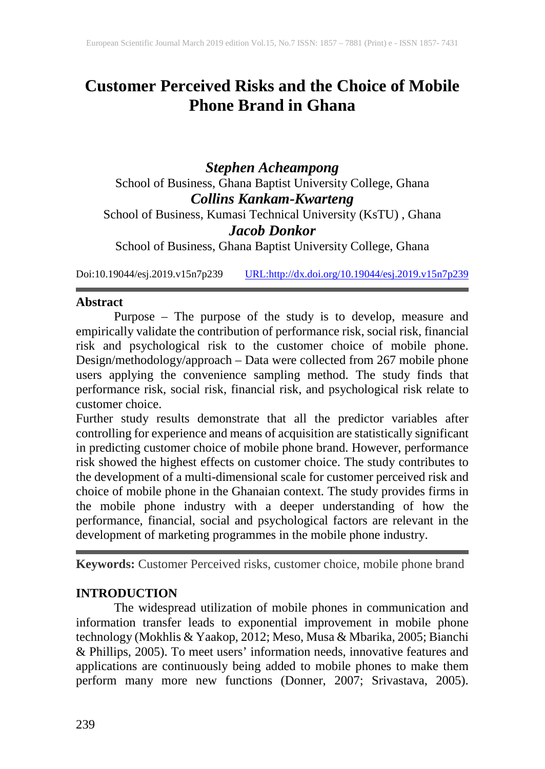# Customer Perceived Risks and the Choice of Mobile Phone Brand in Ghana

***Stephen Acheampong***
School of Business, Ghana Baptist University College, Ghana

***Collins Kankam-Kwarteng***
School of Business, Kumasi Technical University (KsTU) , Ghana

***Jacob Donkor***
School of Business, Ghana Baptist University College, Ghana

Doi:10.19044/esj.2019.v15n7p239 URL:http://dx.doi.org/10.19044/esj.2019.v15n7p239

## Abstract

Purpose – The purpose of the study is to develop, measure and empirically validate the contribution of performance risk, social risk, financial risk and psychological risk to the customer choice of mobile phone. Design/methodology/approach – Data were collected from 267 mobile phone users applying the convenience sampling method. The study finds that performance risk, social risk, financial risk, and psychological risk relate to customer choice.

Further study results demonstrate that all the predictor variables after controlling for experience and means of acquisition are statistically significant in predicting customer choice of mobile phone brand. However, performance risk showed the highest effects on customer choice. The study contributes to the development of a multi-dimensional scale for customer perceived risk and choice of mobile phone in the Ghanaian context. The study provides firms in the mobile phone industry with a deeper understanding of how the performance, financial, social and psychological factors are relevant in the development of marketing programmes in the mobile phone industry.

**Keywords:** Customer Perceived risks, customer choice, mobile phone brand

## INTRODUCTION

The widespread utilization of mobile phones in communication and information transfer leads to exponential improvement in mobile phone technology (Mokhlis & Yaakop, 2012; Meso, Musa & Mbarika, 2005; Bianchi & Phillips, 2005). To meet users' information needs, innovative features and applications are continuously being added to mobile phones to make them perform many more new functions (Donner, 2007; Srivastava, 2005).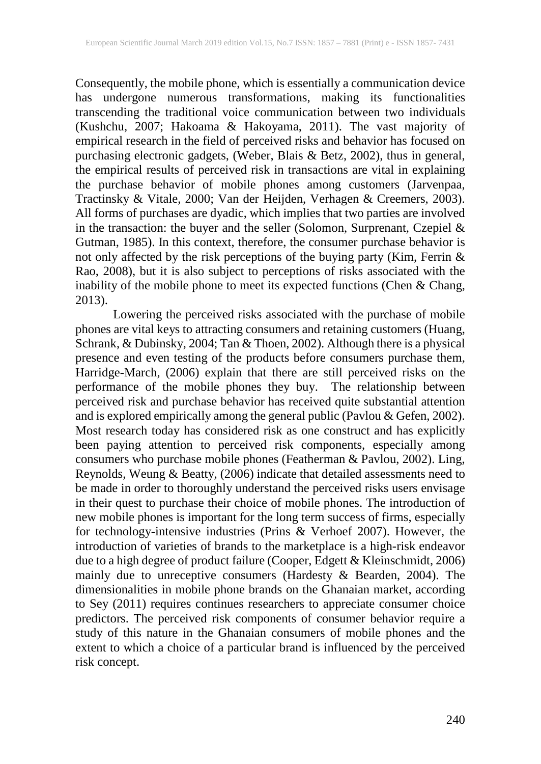Consequently, the mobile phone, which is essentially a communication device has undergone numerous transformations, making its functionalities transcending the traditional voice communication between two individuals (Kushchu, 2007; Hakoama & Hakoyama, 2011). The vast majority of empirical research in the field of perceived risks and behavior has focused on purchasing electronic gadgets, (Weber, Blais & Betz, 2002), thus in general, the empirical results of perceived risk in transactions are vital in explaining the purchase behavior of mobile phones among customers (Jarvenpaa, Tractinsky & Vitale, 2000; Van der Heijden, Verhagen & Creemers, 2003). All forms of purchases are dyadic, which implies that two parties are involved in the transaction: the buyer and the seller (Solomon, Surprenant, Czepiel & Gutman, 1985). In this context, therefore, the consumer purchase behavior is not only affected by the risk perceptions of the buying party (Kim, Ferrin & Rao, 2008), but it is also subject to perceptions of risks associated with the inability of the mobile phone to meet its expected functions (Chen & Chang, 2013).

Lowering the perceived risks associated with the purchase of mobile phones are vital keys to attracting consumers and retaining customers (Huang, Schrank, & Dubinsky, 2004; Tan & Thoen, 2002). Although there is a physical presence and even testing of the products before consumers purchase them, Harridge-March, (2006) explain that there are still perceived risks on the performance of the mobile phones they buy. The relationship between perceived risk and purchase behavior has received quite substantial attention and is explored empirically among the general public (Pavlou & Gefen, 2002). Most research today has considered risk as one construct and has explicitly been paying attention to perceived risk components, especially among consumers who purchase mobile phones (Featherman & Pavlou, 2002). Ling, Reynolds, Weung & Beatty, (2006) indicate that detailed assessments need to be made in order to thoroughly understand the perceived risks users envisage in their quest to purchase their choice of mobile phones. The introduction of new mobile phones is important for the long term success of firms, especially for technology-intensive industries (Prins & Verhoef 2007). However, the introduction of varieties of brands to the marketplace is a high-risk endeavor due to a high degree of product failure (Cooper, Edgett & Kleinschmidt, 2006) mainly due to unreceptive consumers (Hardesty & Bearden, 2004). The dimensionalities in mobile phone brands on the Ghanaian market, according to Sey (2011) requires continues researchers to appreciate consumer choice predictors. The perceived risk components of consumer behavior require a study of this nature in the Ghanaian consumers of mobile phones and the extent to which a choice of a particular brand is influenced by the perceived risk concept.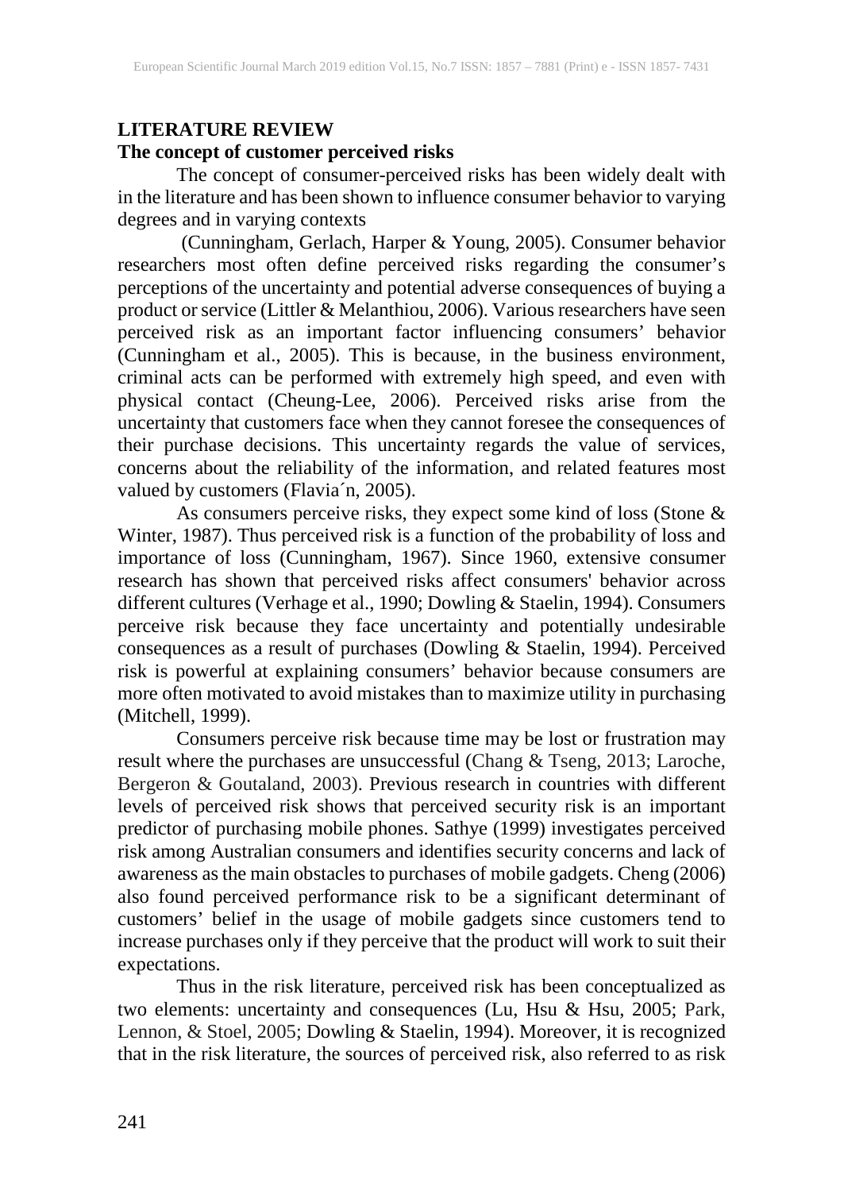## LITERATURE REVIEW

### The concept of customer perceived risks

The concept of consumer-perceived risks has been widely dealt with in the literature and has been shown to influence consumer behavior to varying degrees and in varying contexts

(Cunningham, Gerlach, Harper & Young, 2005). Consumer behavior researchers most often define perceived risks regarding the consumer's perceptions of the uncertainty and potential adverse consequences of buying a product or service (Littler & Melanthiou, 2006). Various researchers have seen perceived risk as an important factor influencing consumers' behavior (Cunningham et al., 2005). This is because, in the business environment, criminal acts can be performed with extremely high speed, and even with physical contact (Cheung-Lee, 2006). Perceived risks arise from the uncertainty that customers face when they cannot foresee the consequences of their purchase decisions. This uncertainty regards the value of services, concerns about the reliability of the information, and related features most valued by customers (Flavia´n, 2005).

As consumers perceive risks, they expect some kind of loss (Stone & Winter, 1987). Thus perceived risk is a function of the probability of loss and importance of loss (Cunningham, 1967). Since 1960, extensive consumer research has shown that perceived risks affect consumers' behavior across different cultures (Verhage et al., 1990; Dowling & Staelin, 1994). Consumers perceive risk because they face uncertainty and potentially undesirable consequences as a result of purchases (Dowling & Staelin, 1994). Perceived risk is powerful at explaining consumers' behavior because consumers are more often motivated to avoid mistakes than to maximize utility in purchasing (Mitchell, 1999).

Consumers perceive risk because time may be lost or frustration may result where the purchases are unsuccessful (Chang & Tseng, 2013; Laroche, Bergeron & Goutaland, 2003). Previous research in countries with different levels of perceived risk shows that perceived security risk is an important predictor of purchasing mobile phones. Sathye (1999) investigates perceived risk among Australian consumers and identifies security concerns and lack of awareness as the main obstacles to purchases of mobile gadgets. Cheng (2006) also found perceived performance risk to be a significant determinant of customers' belief in the usage of mobile gadgets since customers tend to increase purchases only if they perceive that the product will work to suit their expectations.

Thus in the risk literature, perceived risk has been conceptualized as two elements: uncertainty and consequences (Lu, Hsu & Hsu, 2005; Park, Lennon, & Stoel, 2005; Dowling & Staelin, 1994). Moreover, it is recognized that in the risk literature, the sources of perceived risk, also referred to as risk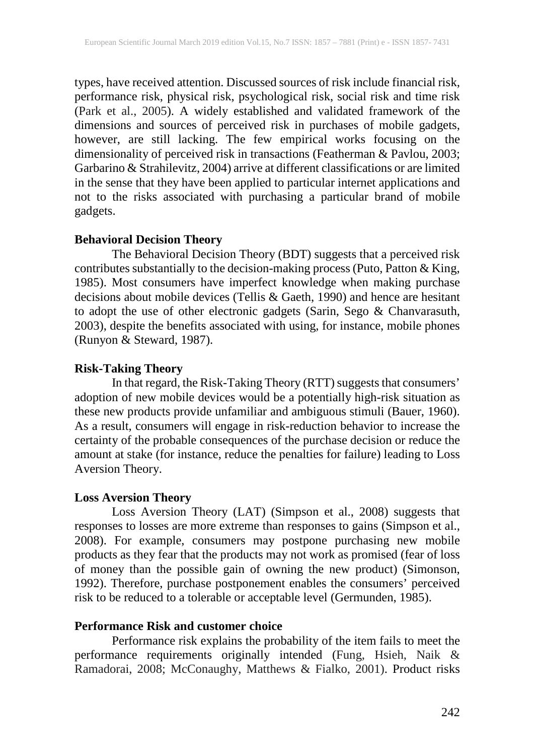types, have received attention. Discussed sources of risk include financial risk, performance risk, physical risk, psychological risk, social risk and time risk (Park et al., 2005). A widely established and validated framework of the dimensions and sources of perceived risk in purchases of mobile gadgets, however, are still lacking. The few empirical works focusing on the dimensionality of perceived risk in transactions (Featherman & Pavlou, 2003; Garbarino & Strahilevitz, 2004) arrive at different classifications or are limited in the sense that they have been applied to particular internet applications and not to the risks associated with purchasing a particular brand of mobile gadgets.

### Behavioral Decision Theory

The Behavioral Decision Theory (BDT) suggests that a perceived risk contributes substantially to the decision-making process (Puto, Patton & King, 1985). Most consumers have imperfect knowledge when making purchase decisions about mobile devices (Tellis & Gaeth, 1990) and hence are hesitant to adopt the use of other electronic gadgets (Sarin, Sego & Chanvarasuth, 2003), despite the benefits associated with using, for instance, mobile phones (Runyon & Steward, 1987).

### Risk-Taking Theory

In that regard, the Risk-Taking Theory (RTT) suggests that consumers' adoption of new mobile devices would be a potentially high-risk situation as these new products provide unfamiliar and ambiguous stimuli (Bauer, 1960). As a result, consumers will engage in risk-reduction behavior to increase the certainty of the probable consequences of the purchase decision or reduce the amount at stake (for instance, reduce the penalties for failure) leading to Loss Aversion Theory.

### Loss Aversion Theory

Loss Aversion Theory (LAT) (Simpson et al., 2008) suggests that responses to losses are more extreme than responses to gains (Simpson et al., 2008). For example, consumers may postpone purchasing new mobile products as they fear that the products may not work as promised (fear of loss of money than the possible gain of owning the new product) (Simonson, 1992). Therefore, purchase postponement enables the consumers' perceived risk to be reduced to a tolerable or acceptable level (Germunden, 1985).

### Performance Risk and customer choice

Performance risk explains the probability of the item fails to meet the performance requirements originally intended (Fung, Hsieh, Naik & Ramadorai, 2008; McConaughy, Matthews & Fialko, 2001). Product risks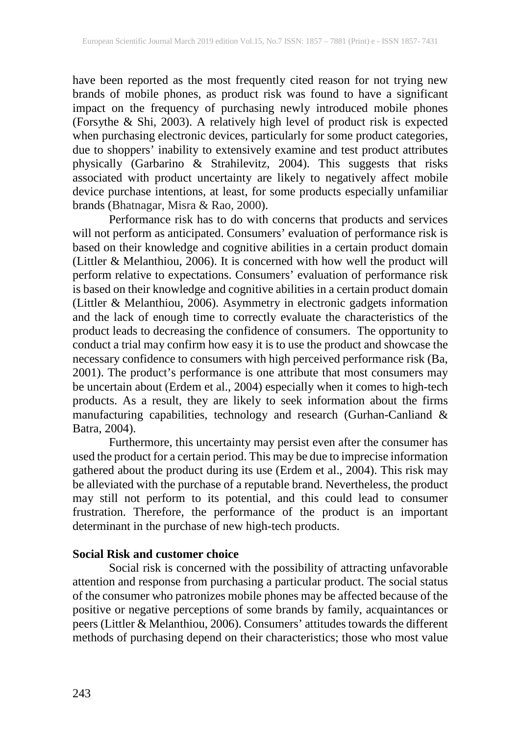have been reported as the most frequently cited reason for not trying new brands of mobile phones, as product risk was found to have a significant impact on the frequency of purchasing newly introduced mobile phones (Forsythe & Shi, 2003). A relatively high level of product risk is expected when purchasing electronic devices, particularly for some product categories, due to shoppers' inability to extensively examine and test product attributes physically (Garbarino & Strahilevitz, 2004). This suggests that risks associated with product uncertainty are likely to negatively affect mobile device purchase intentions, at least, for some products especially unfamiliar brands (Bhatnagar, Misra & Rao, 2000).

Performance risk has to do with concerns that products and services will not perform as anticipated. Consumers' evaluation of performance risk is based on their knowledge and cognitive abilities in a certain product domain (Littler & Melanthiou, 2006). It is concerned with how well the product will perform relative to expectations. Consumers' evaluation of performance risk is based on their knowledge and cognitive abilities in a certain product domain (Littler & Melanthiou, 2006). Asymmetry in electronic gadgets information and the lack of enough time to correctly evaluate the characteristics of the product leads to decreasing the confidence of consumers. The opportunity to conduct a trial may confirm how easy it is to use the product and showcase the necessary confidence to consumers with high perceived performance risk (Ba, 2001). The product's performance is one attribute that most consumers may be uncertain about (Erdem et al., 2004) especially when it comes to high-tech products. As a result, they are likely to seek information about the firms manufacturing capabilities, technology and research (Gurhan-Canliand & Batra, 2004).

Furthermore, this uncertainty may persist even after the consumer has used the product for a certain period. This may be due to imprecise information gathered about the product during its use (Erdem et al., 2004). This risk may be alleviated with the purchase of a reputable brand. Nevertheless, the product may still not perform to its potential, and this could lead to consumer frustration. Therefore, the performance of the product is an important determinant in the purchase of new high-tech products.

**Social Risk and customer choice**

Social risk is concerned with the possibility of attracting unfavorable attention and response from purchasing a particular product. The social status of the consumer who patronizes mobile phones may be affected because of the positive or negative perceptions of some brands by family, acquaintances or peers (Littler & Melanthiou, 2006). Consumers' attitudes towards the different methods of purchasing depend on their characteristics; those who most value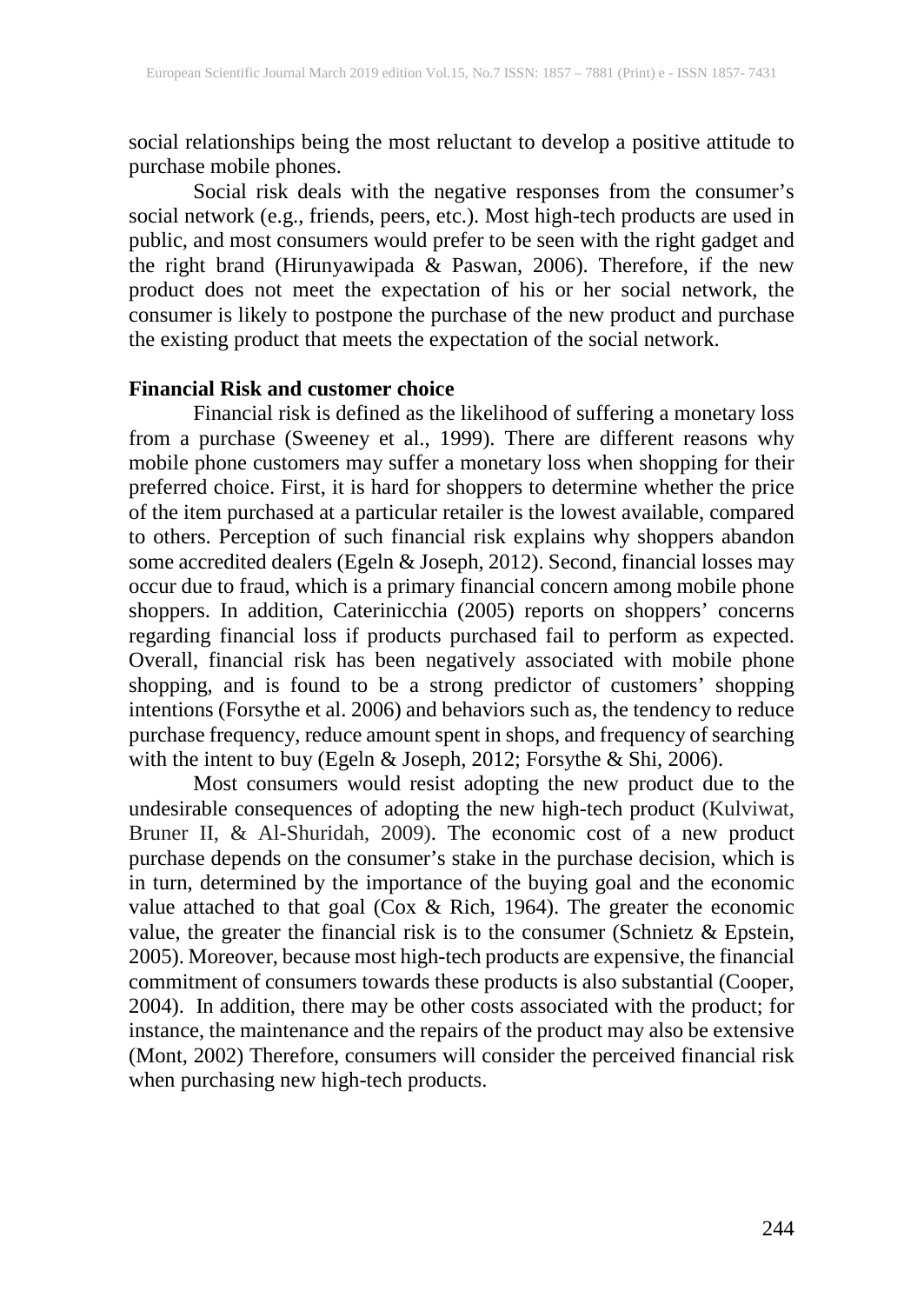social relationships being the most reluctant to develop a positive attitude to purchase mobile phones.

Social risk deals with the negative responses from the consumer's social network (e.g., friends, peers, etc.). Most high-tech products are used in public, and most consumers would prefer to be seen with the right gadget and the right brand (Hirunyawipada & Paswan, 2006). Therefore, if the new product does not meet the expectation of his or her social network, the consumer is likely to postpone the purchase of the new product and purchase the existing product that meets the expectation of the social network.

**Financial Risk and customer choice**

Financial risk is defined as the likelihood of suffering a monetary loss from a purchase (Sweeney et al., 1999). There are different reasons why mobile phone customers may suffer a monetary loss when shopping for their preferred choice. First, it is hard for shoppers to determine whether the price of the item purchased at a particular retailer is the lowest available, compared to others. Perception of such financial risk explains why shoppers abandon some accredited dealers (Egeln & Joseph, 2012). Second, financial losses may occur due to fraud, which is a primary financial concern among mobile phone shoppers. In addition, Caterinicchia (2005) reports on shoppers' concerns regarding financial loss if products purchased fail to perform as expected. Overall, financial risk has been negatively associated with mobile phone shopping, and is found to be a strong predictor of customers' shopping intentions (Forsythe et al. 2006) and behaviors such as, the tendency to reduce purchase frequency, reduce amount spent in shops, and frequency of searching with the intent to buy (Egeln & Joseph, 2012; Forsythe & Shi, 2006).

Most consumers would resist adopting the new product due to the undesirable consequences of adopting the new high-tech product (Kulviwat, Bruner II, & Al-Shuridah, 2009). The economic cost of a new product purchase depends on the consumer's stake in the purchase decision, which is in turn, determined by the importance of the buying goal and the economic value attached to that goal (Cox & Rich, 1964). The greater the economic value, the greater the financial risk is to the consumer (Schnietz & Epstein, 2005). Moreover, because most high-tech products are expensive, the financial commitment of consumers towards these products is also substantial (Cooper, 2004). In addition, there may be other costs associated with the product; for instance, the maintenance and the repairs of the product may also be extensive (Mont, 2002) Therefore, consumers will consider the perceived financial risk when purchasing new high-tech products.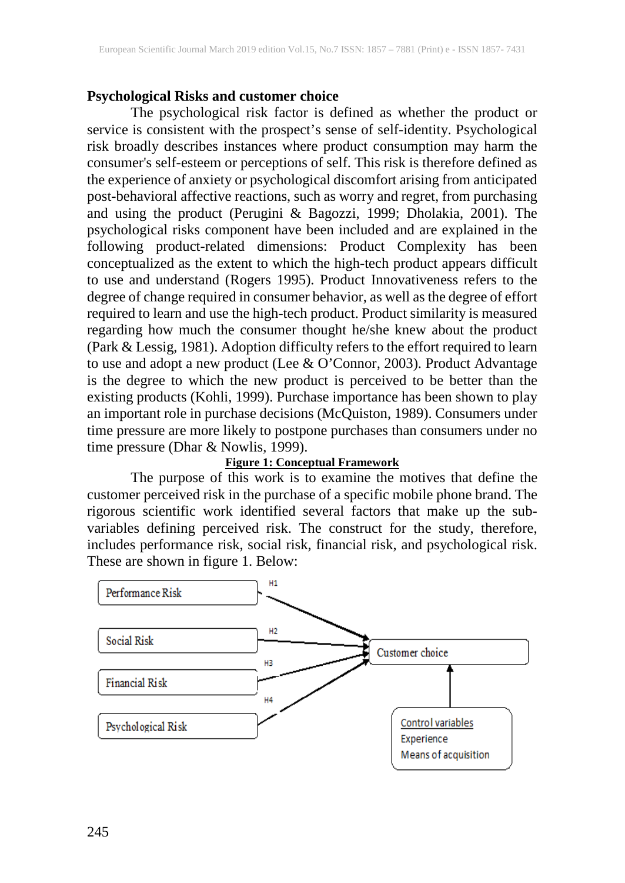**Psychological Risks and customer choice**

The psychological risk factor is defined as whether the product or service is consistent with the prospect's sense of self-identity. Psychological risk broadly describes instances where product consumption may harm the consumer's self-esteem or perceptions of self. This risk is therefore defined as the experience of anxiety or psychological discomfort arising from anticipated post-behavioral affective reactions, such as worry and regret, from purchasing and using the product (Perugini & Bagozzi, 1999; Dholakia, 2001). The psychological risks component have been included and are explained in the following product-related dimensions: Product Complexity has been conceptualized as the extent to which the high-tech product appears difficult to use and understand (Rogers 1995). Product Innovativeness refers to the degree of change required in consumer behavior, as well as the degree of effort required to learn and use the high-tech product. Product similarity is measured regarding how much the consumer thought he/she knew about the product (Park & Lessig, 1981). Adoption difficulty refers to the effort required to learn to use and adopt a new product (Lee & O'Connor, 2003). Product Advantage is the degree to which the new product is perceived to be better than the existing products (Kohli, 1999). Purchase importance has been shown to play an important role in purchase decisions (McQuiston, 1989). Consumers under time pressure are more likely to postpone purchases than consumers under no time pressure (Dhar & Nowlis, 1999).

**Figure 1: Conceptual Framework**

The purpose of this work is to examine the motives that define the customer perceived risk in the purchase of a specific mobile phone brand. The rigorous scientific work identified several factors that make up the sub-variables defining perceived risk. The construct for the study, therefore, includes performance risk, social risk, financial risk, and psychological risk. These are shown in figure 1. Below:

Performance Risk —H1→ Customer choice
Social Risk —H2→ Customer choice
Financial Risk —H3→ Customer choice
Psychological Risk —H4→ Customer choice

Control variables
Experience
Means of acquisition
→ Customer choice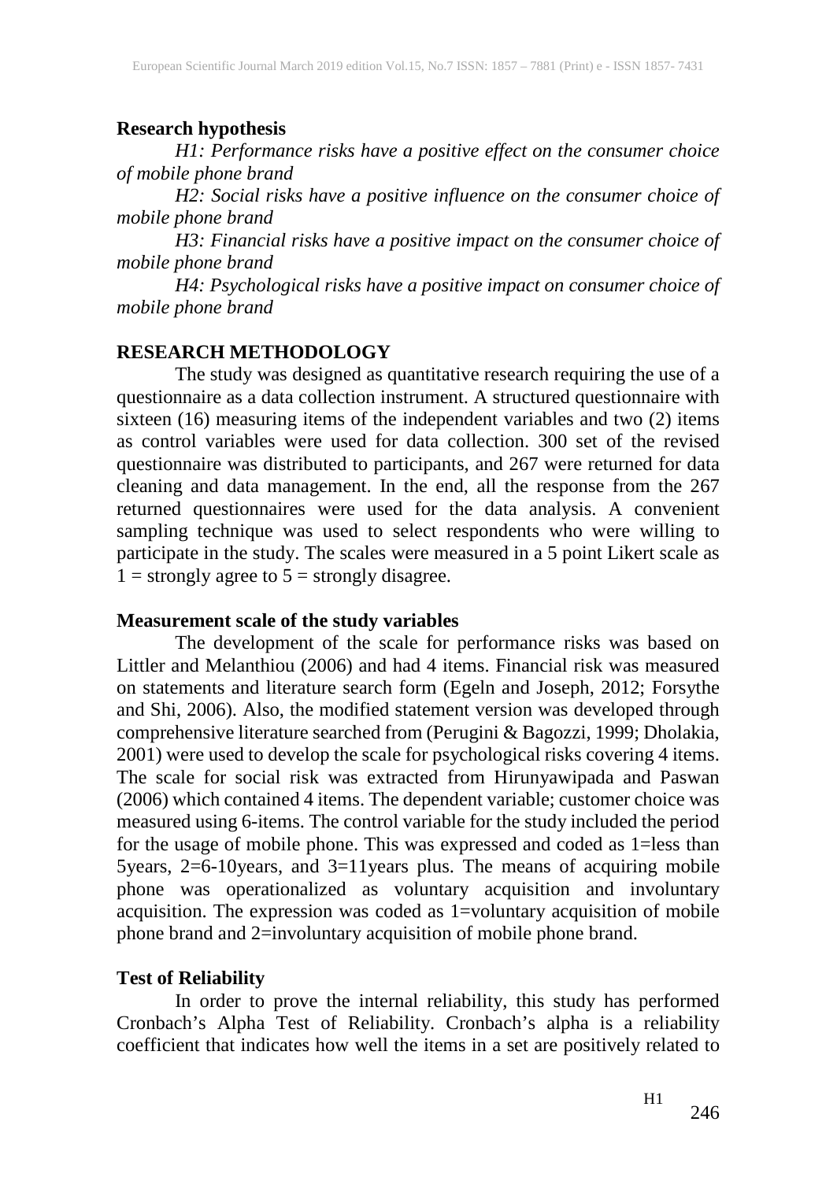### Research hypothesis

*H1: Performance risks have a positive effect on the consumer choice of mobile phone brand*

*H2: Social risks have a positive influence on the consumer choice of mobile phone brand*

*H3: Financial risks have a positive impact on the consumer choice of mobile phone brand*

*H4: Psychological risks have a positive impact on consumer choice of mobile phone brand*

## RESEARCH METHODOLOGY

The study was designed as quantitative research requiring the use of a questionnaire as a data collection instrument. A structured questionnaire with sixteen (16) measuring items of the independent variables and two (2) items as control variables were used for data collection. 300 set of the revised questionnaire was distributed to participants, and 267 were returned for data cleaning and data management. In the end, all the response from the 267 returned questionnaires were used for the data analysis. A convenient sampling technique was used to select respondents who were willing to participate in the study. The scales were measured in a 5 point Likert scale as 1 = strongly agree to 5 = strongly disagree.

### Measurement scale of the study variables

The development of the scale for performance risks was based on Littler and Melanthiou (2006) and had 4 items. Financial risk was measured on statements and literature search form (Egeln and Joseph, 2012; Forsythe and Shi, 2006). Also, the modified statement version was developed through comprehensive literature searched from (Perugini & Bagozzi, 1999; Dholakia, 2001) were used to develop the scale for psychological risks covering 4 items. The scale for social risk was extracted from Hirunyawipada and Paswan (2006) which contained 4 items. The dependent variable; customer choice was measured using 6-items. The control variable for the study included the period for the usage of mobile phone. This was expressed and coded as 1=less than 5years, 2=6-10years, and 3=11years plus. The means of acquiring mobile phone was operationalized as voluntary acquisition and involuntary acquisition. The expression was coded as 1=voluntary acquisition of mobile phone brand and 2=involuntary acquisition of mobile phone brand.

### Test of Reliability

In order to prove the internal reliability, this study has performed Cronbach's Alpha Test of Reliability. Cronbach's alpha is a reliability coefficient that indicates how well the items in a set are positively related to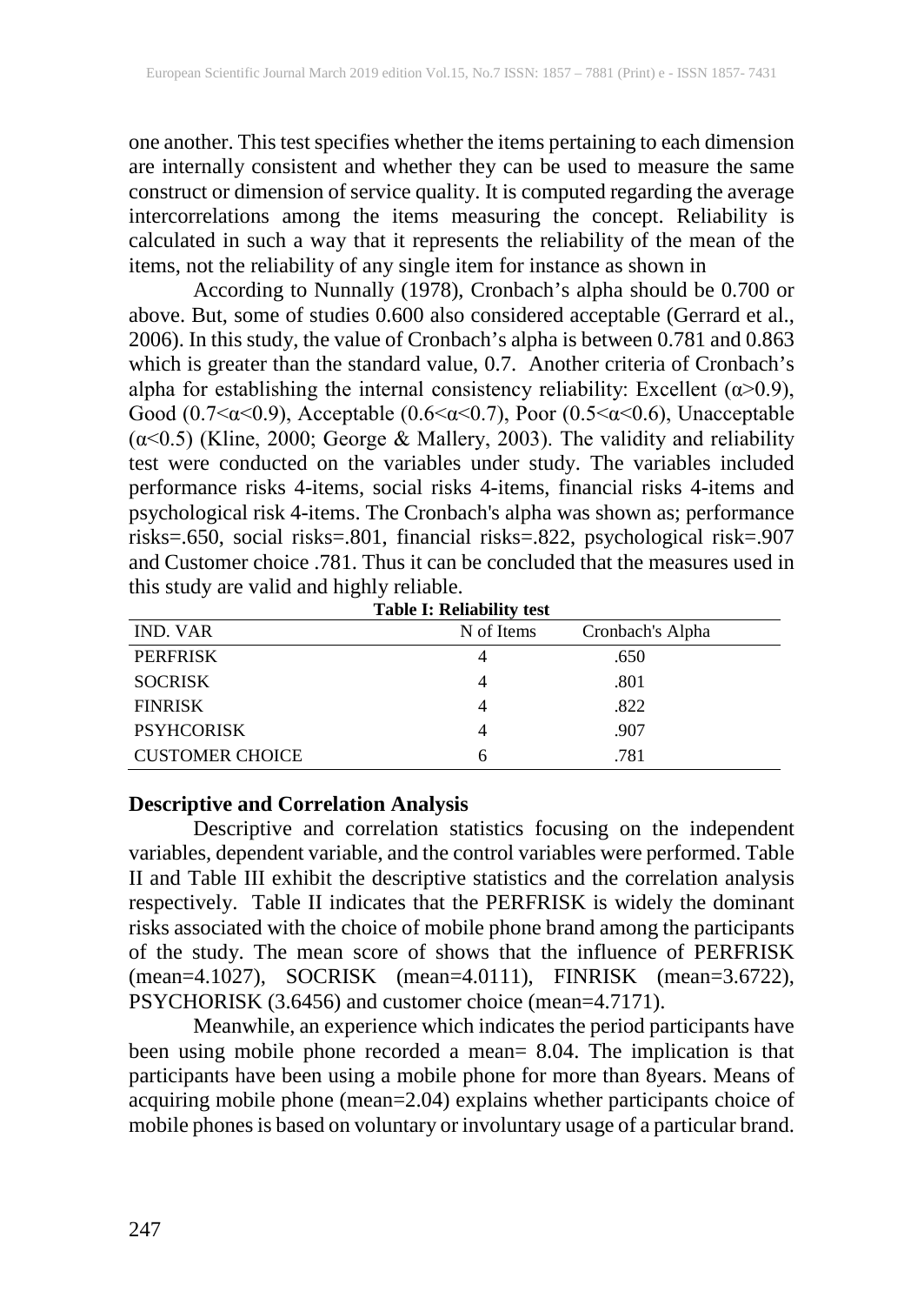one another. This test specifies whether the items pertaining to each dimension are internally consistent and whether they can be used to measure the same construct or dimension of service quality. It is computed regarding the average intercorrelations among the items measuring the concept. Reliability is calculated in such a way that it represents the reliability of the mean of the items, not the reliability of any single item for instance as shown in

According to Nunnally (1978), Cronbach's alpha should be 0.700 or above. But, some of studies 0.600 also considered acceptable (Gerrard et al., 2006). In this study, the value of Cronbach's alpha is between 0.781 and 0.863 which is greater than the standard value, 0.7. Another criteria of Cronbach's alpha for establishing the internal consistency reliability: Excellent ($\alpha$>0.9), Good (0.7<$\alpha$<0.9), Acceptable (0.6<$\alpha$<0.7), Poor (0.5<$\alpha$<0.6), Unacceptable ($\alpha$<0.5) (Kline, 2000; George & Mallery, 2003). The validity and reliability test were conducted on the variables under study. The variables included performance risks 4-items, social risks 4-items, financial risks 4-items and psychological risk 4-items. The Cronbach's alpha was shown as; performance risks=.650, social risks=.801, financial risks=.822, psychological risk=.907 and Customer choice .781. Thus it can be concluded that the measures used in this study are valid and highly reliable.

**Table I: Reliability test**

| IND. VAR | N of Items | Cronbach's Alpha |
|---|---|---|
| PERFRISK | 4 | .650 |
| SOCRISK | 4 | .801 |
| FINRISK | 4 | .822 |
| PSYHCORISK | 4 | .907 |
| CUSTOMER CHOICE | 6 | .781 |

### Descriptive and Correlation Analysis

Descriptive and correlation statistics focusing on the independent variables, dependent variable, and the control variables were performed. Table II and Table III exhibit the descriptive statistics and the correlation analysis respectively. Table II indicates that the PERFRISK is widely the dominant risks associated with the choice of mobile phone brand among the participants of the study. The mean score of shows that the influence of PERFRISK (mean=4.1027), SOCRISK (mean=4.0111), FINRISK (mean=3.6722), PSYCHORISK (3.6456) and customer choice (mean=4.7171).

Meanwhile, an experience which indicates the period participants have been using mobile phone recorded a mean= 8.04. The implication is that participants have been using a mobile phone for more than 8years. Means of acquiring mobile phone (mean=2.04) explains whether participants choice of mobile phones is based on voluntary or involuntary usage of a particular brand.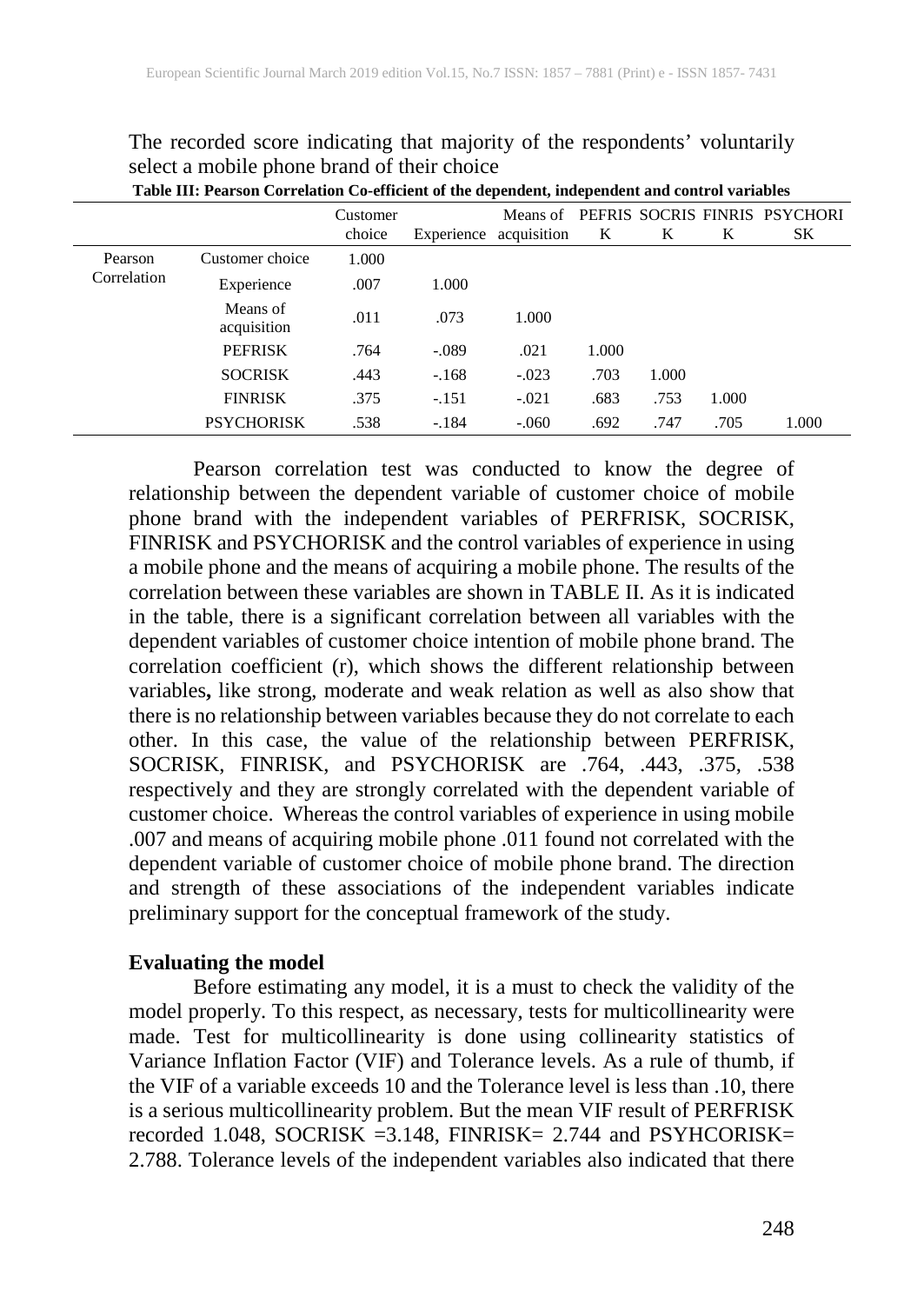The recorded score indicating that majority of the respondents' voluntarily select a mobile phone brand of their choice

**Table III: Pearson Correlation Co-efficient of the dependent, independent and control variables**

| | | Customer choice | Experience | Means of acquisition | PEFRISK | SOCRISK | FINRISK | PSYCHORISK |
|---|---|---|---|---|---|---|---|---|
| Pearson Correlation | Customer choice | 1.000 | | | | | | |
| | Experience | .007 | 1.000 | | | | | |
| | Means of acquisition | .011 | .073 | 1.000 | | | | |
| | PEFRISK | .764 | -.089 | .021 | 1.000 | | | |
| | SOCRISK | .443 | -.168 | -.023 | .703 | 1.000 | | |
| | FINRISK | .375 | -.151 | -.021 | .683 | .753 | 1.000 | |
| | PSYCHORISK | .538 | -.184 | -.060 | .692 | .747 | .705 | 1.000 |

Pearson correlation test was conducted to know the degree of relationship between the dependent variable of customer choice of mobile phone brand with the independent variables of PERFRISK, SOCRISK, FINRISK and PSYCHORISK and the control variables of experience in using a mobile phone and the means of acquiring a mobile phone. The results of the correlation between these variables are shown in TABLE II. As it is indicated in the table, there is a significant correlation between all variables with the dependent variables of customer choice intention of mobile phone brand. The correlation coefficient (r), which shows the different relationship between variables**,** like strong, moderate and weak relation as well as also show that there is no relationship between variables because they do not correlate to each other. In this case, the value of the relationship between PERFRISK, SOCRISK, FINRISK, and PSYCHORISK are .764, .443, .375, .538 respectively and they are strongly correlated with the dependent variable of customer choice. Whereas the control variables of experience in using mobile .007 and means of acquiring mobile phone .011 found not correlated with the dependent variable of customer choice of mobile phone brand. The direction and strength of these associations of the independent variables indicate preliminary support for the conceptual framework of the study.

### Evaluating the model

Before estimating any model, it is a must to check the validity of the model properly. To this respect, as necessary, tests for multicollinearity were made. Test for multicollinearity is done using collinearity statistics of Variance Inflation Factor (VIF) and Tolerance levels. As a rule of thumb, if the VIF of a variable exceeds 10 and the Tolerance level is less than .10, there is a serious multicollinearity problem. But the mean VIF result of PERFRISK recorded 1.048, SOCRISK =3.148, FINRISK= 2.744 and PSYHCORISK= 2.788. Tolerance levels of the independent variables also indicated that there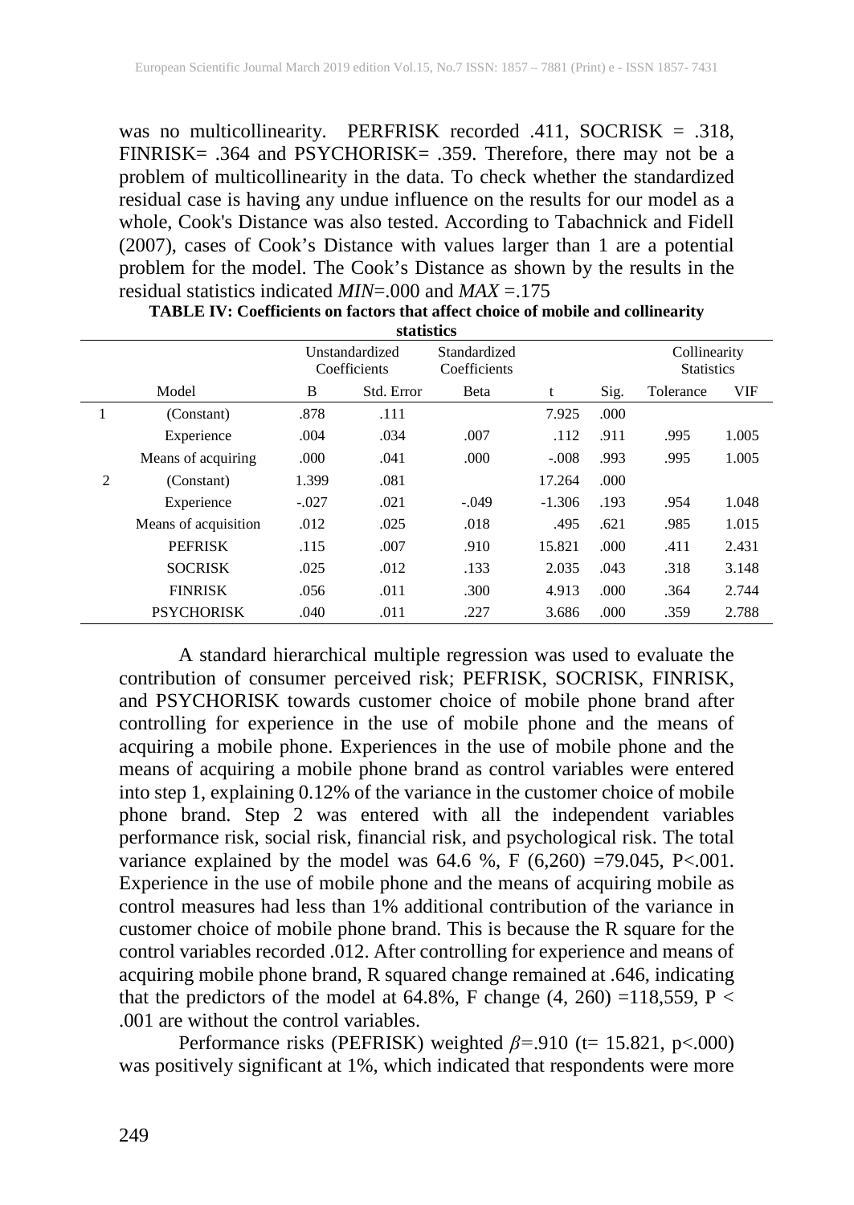was no multicollinearity. PERFRISK recorded .411, SOCRISK = .318, FINRISK= .364 and PSYCHORISK= .359. Therefore, there may not be a problem of multicollinearity in the data. To check whether the standardized residual case is having any undue influence on the results for our model as a whole, Cook's Distance was also tested. According to Tabachnick and Fidell (2007), cases of Cook's Distance with values larger than 1 are a potential problem for the model. The Cook's Distance as shown by the results in the residual statistics indicated *MIN*=.000 and *MAX* =.175

**TABLE IV: Coefficients on factors that affect choice of mobile and collinearity statistics**

| | | Unstandardized Coefficients | | Standardized Coefficients | | | Collinearity Statistics | |
|---|---|---|---|---|---|---|---|---|
| | Model | B | Std. Error | Beta | t | Sig. | Tolerance | VIF |
| 1 | (Constant) | .878 | .111 | | 7.925 | .000 | | |
| | Experience | .004 | .034 | .007 | .112 | .911 | .995 | 1.005 |
| | Means of acquiring | .000 | .041 | .000 | -.008 | .993 | .995 | 1.005 |
| 2 | (Constant) | 1.399 | .081 | | 17.264 | .000 | | |
| | Experience | -.027 | .021 | -.049 | -1.306 | .193 | .954 | 1.048 |
| | Means of acquisition | .012 | .025 | .018 | .495 | .621 | .985 | 1.015 |
| | PEFRISK | .115 | .007 | .910 | 15.821 | .000 | .411 | 2.431 |
| | SOCRISK | .025 | .012 | .133 | 2.035 | .043 | .318 | 3.148 |
| | FINRISK | .056 | .011 | .300 | 4.913 | .000 | .364 | 2.744 |
| | PSYCHORISK | .040 | .011 | .227 | 3.686 | .000 | .359 | 2.788 |

A standard hierarchical multiple regression was used to evaluate the contribution of consumer perceived risk; PEFRISK, SOCRISK, FINRISK, and PSYCHORISK towards customer choice of mobile phone brand after controlling for experience in the use of mobile phone and the means of acquiring a mobile phone. Experiences in the use of mobile phone and the means of acquiring a mobile phone brand as control variables were entered into step 1, explaining 0.12% of the variance in the customer choice of mobile phone brand. Step 2 was entered with all the independent variables performance risk, social risk, financial risk, and psychological risk. The total variance explained by the model was 64.6 %, F (6,260) =79.045, P<.001. Experience in the use of mobile phone and the means of acquiring mobile as control measures had less than 1% additional contribution of the variance in customer choice of mobile phone brand. This is because the R square for the control variables recorded .012. After controlling for experience and means of acquiring mobile phone brand, R squared change remained at .646, indicating that the predictors of the model at 64.8%, F change (4, 260) =118,559, P < .001 are without the control variables.

Performance risks (PEFRISK) weighted $\beta$=.910 (t= 15.821, p<.000) was positively significant at 1%, which indicated that respondents were more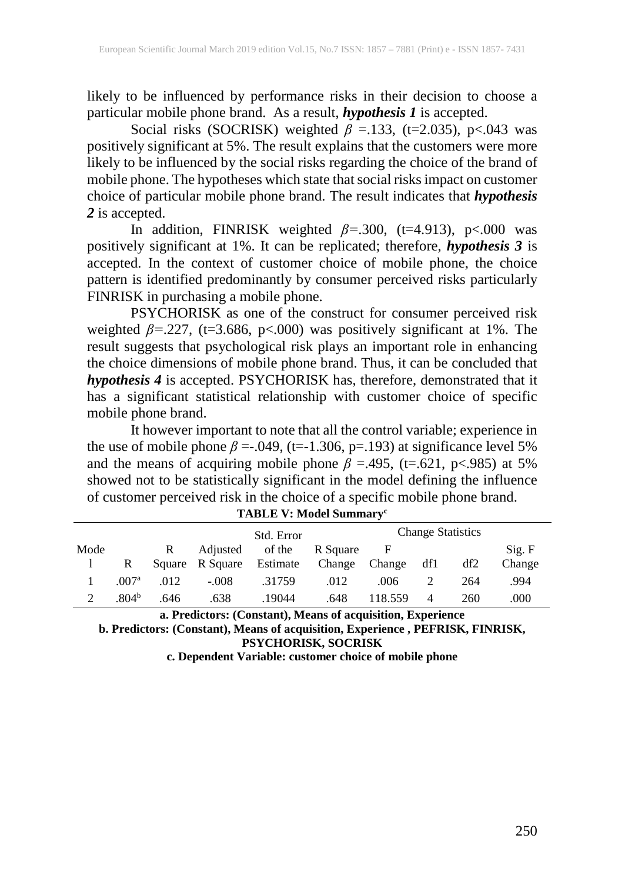likely to be influenced by performance risks in their decision to choose a particular mobile phone brand. As a result, ***hypothesis 1*** is accepted.

Social risks (SOCRISK) weighted $\beta$ =.133, (t=2.035), p<.043 was positively significant at 5%. The result explains that the customers were more likely to be influenced by the social risks regarding the choice of the brand of mobile phone. The hypotheses which state that social risks impact on customer choice of particular mobile phone brand. The result indicates that ***hypothesis 2*** is accepted.

In addition, FINRISK weighted $\beta$=.300, (t=4.913), p<.000 was positively significant at 1%. It can be replicated; therefore, ***hypothesis 3*** is accepted. In the context of customer choice of mobile phone, the choice pattern is identified predominantly by consumer perceived risks particularly FINRISK in purchasing a mobile phone.

PSYCHORISK as one of the construct for consumer perceived risk weighted $\beta$=.227, (t=3.686, p<.000) was positively significant at 1%. The result suggests that psychological risk plays an important role in enhancing the choice dimensions of mobile phone brand. Thus, it can be concluded that ***hypothesis 4*** is accepted. PSYCHORISK has, therefore, demonstrated that it has a significant statistical relationship with customer choice of specific mobile phone brand.

It however important to note that all the control variable; experience in the use of mobile phone $\beta$ =-.049, (t=-1.306, p=.193) at significance level 5% and the means of acquiring mobile phone $\beta$ =.495, (t=.621, p<.985) at 5% showed not to be statistically significant in the model defining the influence of customer perceived risk in the choice of a specific mobile phone brand.

**TABLE V: Model Summary[c]**

| Model | R | R Square | Adjusted R Square | Std. Error of the Estimate | Change Statistics | | | | |
|---|---|---|---|---|---|---|---|---|---|
| | | | | | R Square Change | F Change | df1 | df2 | Sig. F Change |
| 1 | .007[a] | .012 | -.008 | .31759 | .012 | .006 | 2 | 264 | .994 |
| 2 | .804[b] | .646 | .638 | .19044 | .648 | 118.559 | 4 | 260 | .000 |

**a. Predictors: (Constant), Means of acquisition, Experience**

**b. Predictors: (Constant), Means of acquisition, Experience , PEFRISK, FINRISK, PSYCHORISK, SOCRISK**

**c. Dependent Variable: customer choice of mobile phone**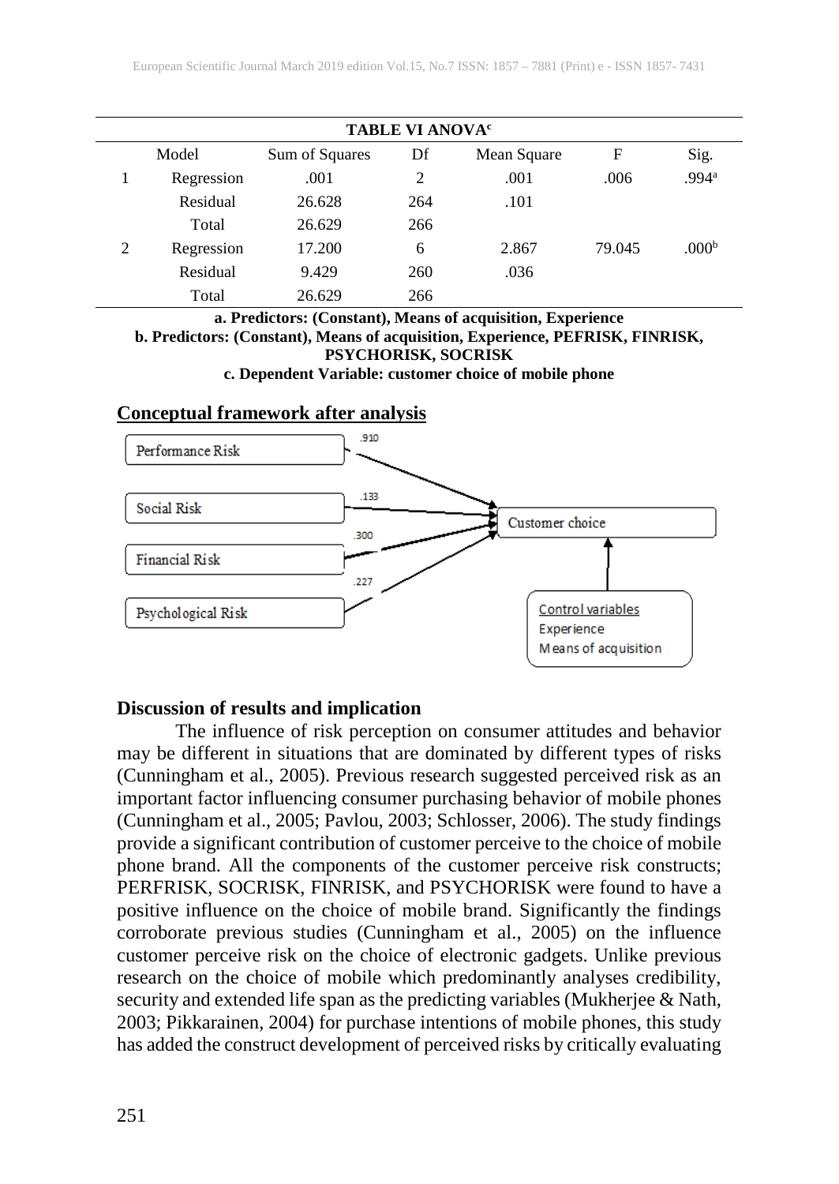**TABLE VI ANOVA[c]**

| Model | | Sum of Squares | Df | Mean Square | F | Sig. |
|---|---|---|---|---|---|---|
| 1 | Regression | .001 | 2 | .001 | .006 | .994[a] |
| | Residual | 26.628 | 264 | .101 | | |
| | Total | 26.629 | 266 | | | |
| 2 | Regression | 17.200 | 6 | 2.867 | 79.045 | .000[b] |
| | Residual | 9.429 | 260 | .036 | | |
| | Total | 26.629 | 266 | | | |

**a. Predictors: (Constant), Means of acquisition, Experience**
**b. Predictors: (Constant), Means of acquisition, Experience, PEFRISK, FINRISK, PSYCHORISK, SOCRISK**
**c. Dependent Variable: customer choice of mobile phone**

**Conceptual framework after analysis**

Performance Risk → Customer choice (.910)
Social Risk → Customer choice (.133)
Financial Risk → Customer choice (.300)
Psychological Risk → Customer choice (.227)
Control variables: Experience, Means of acquisition → Customer choice

**Discussion of results and implication**

The influence of risk perception on consumer attitudes and behavior may be different in situations that are dominated by different types of risks (Cunningham et al., 2005). Previous research suggested perceived risk as an important factor influencing consumer purchasing behavior of mobile phones (Cunningham et al., 2005; Pavlou, 2003; Schlosser, 2006). The study findings provide a significant contribution of customer perceive to the choice of mobile phone brand. All the components of the customer perceive risk constructs; PERFRISK, SOCRISK, FINRISK, and PSYCHORISK were found to have a positive influence on the choice of mobile brand. Significantly the findings corroborate previous studies (Cunningham et al., 2005) on the influence customer perceive risk on the choice of electronic gadgets. Unlike previous research on the choice of mobile which predominantly analyses credibility, security and extended life span as the predicting variables (Mukherjee & Nath, 2003; Pikkarainen, 2004) for purchase intentions of mobile phones, this study has added the construct development of perceived risks by critically evaluating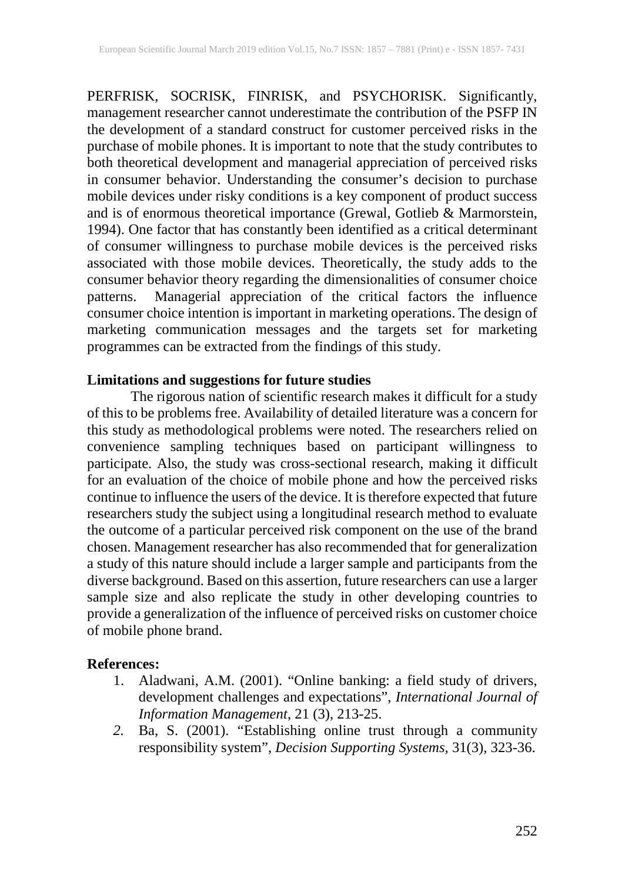PERFRISK, SOCRISK, FINRISK, and PSYCHORISK. Significantly, management researcher cannot underestimate the contribution of the PSFP IN the development of a standard construct for customer perceived risks in the purchase of mobile phones. It is important to note that the study contributes to both theoretical development and managerial appreciation of perceived risks in consumer behavior. Understanding the consumer's decision to purchase mobile devices under risky conditions is a key component of product success and is of enormous theoretical importance (Grewal, Gotlieb & Marmorstein, 1994). One factor that has constantly been identified as a critical determinant of consumer willingness to purchase mobile devices is the perceived risks associated with those mobile devices. Theoretically, the study adds to the consumer behavior theory regarding the dimensionalities of consumer choice patterns. Managerial appreciation of the critical factors the influence consumer choice intention is important in marketing operations. The design of marketing communication messages and the targets set for marketing programmes can be extracted from the findings of this study.

**Limitations and suggestions for future studies**

The rigorous nation of scientific research makes it difficult for a study of this to be problems free. Availability of detailed literature was a concern for this study as methodological problems were noted. The researchers relied on convenience sampling techniques based on participant willingness to participate. Also, the study was cross-sectional research, making it difficult for an evaluation of the choice of mobile phone and how the perceived risks continue to influence the users of the device. It is therefore expected that future researchers study the subject using a longitudinal research method to evaluate the outcome of a particular perceived risk component on the use of the brand chosen. Management researcher has also recommended that for generalization a study of this nature should include a larger sample and participants from the diverse background. Based on this assertion, future researchers can use a larger sample size and also replicate the study in other developing countries to provide a generalization of the influence of perceived risks on customer choice of mobile phone brand.

**References:**

1. Aladwani, A.M. (2001). "Online banking: a field study of drivers, development challenges and expectations", *International Journal of Information Management*, 21 (3), 213-25.
2. Ba, S. (2001). "Establishing online trust through a community responsibility system", *Decision Supporting Systems*, 31(3), 323-36.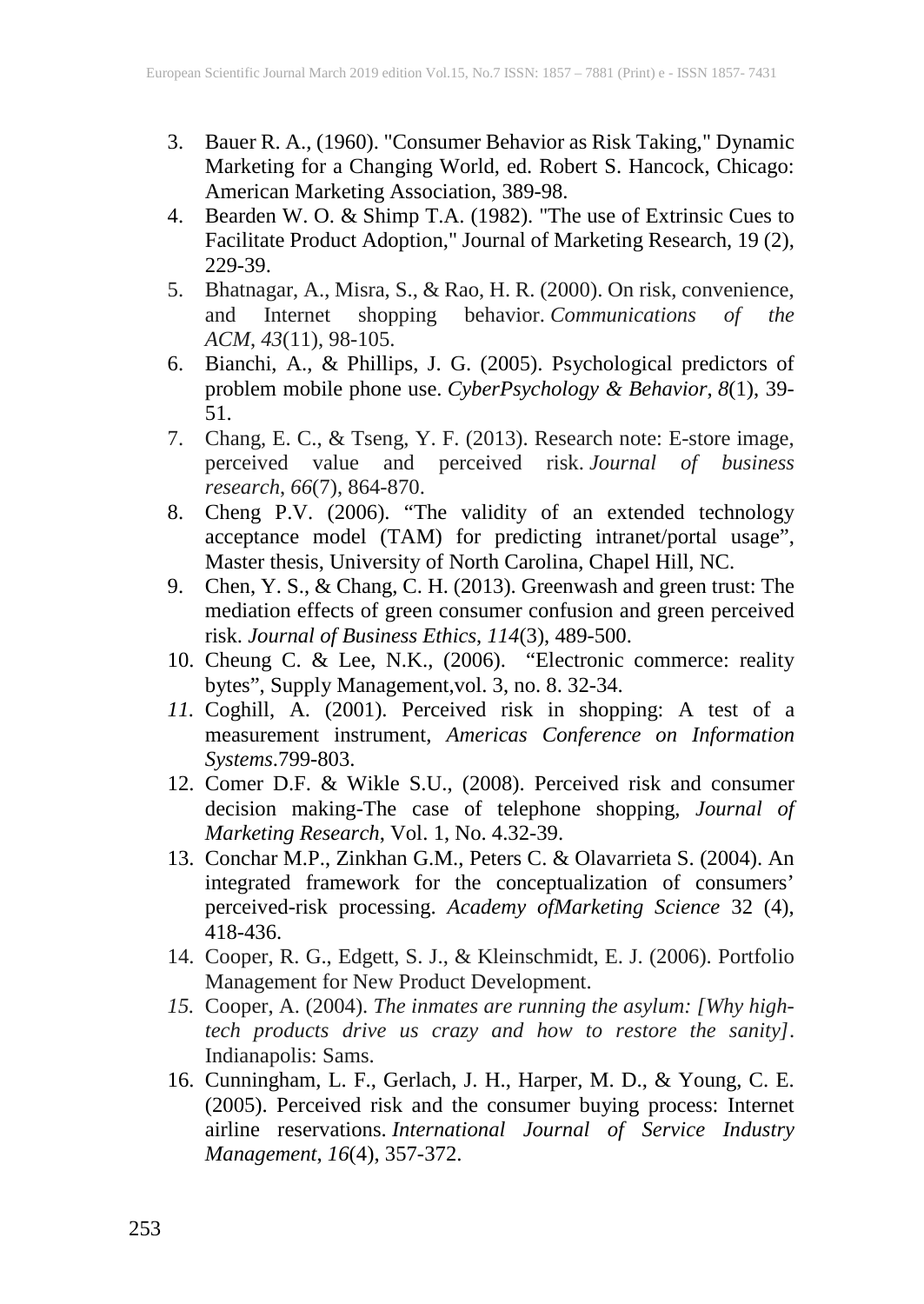3. Bauer R. A., (1960). "Consumer Behavior as Risk Taking," Dynamic Marketing for a Changing World, ed. Robert S. Hancock, Chicago: American Marketing Association, 389-98.
4. Bearden W. O. & Shimp T.A. (1982). "The use of Extrinsic Cues to Facilitate Product Adoption," Journal of Marketing Research, 19 (2), 229-39.
5. Bhatnagar, A., Misra, S., & Rao, H. R. (2000). On risk, convenience, and Internet shopping behavior. *Communications of the ACM*, *43*(11), 98-105.
6. Bianchi, A., & Phillips, J. G. (2005). Psychological predictors of problem mobile phone use. *CyberPsychology & Behavior*, *8*(1), 39-51.
7. Chang, E. C., & Tseng, Y. F. (2013). Research note: E-store image, perceived value and perceived risk. *Journal of business research*, *66*(7), 864-870.
8. Cheng P.V. (2006). "The validity of an extended technology acceptance model (TAM) for predicting intranet/portal usage", Master thesis, University of North Carolina, Chapel Hill, NC.
9. Chen, Y. S., & Chang, C. H. (2013). Greenwash and green trust: The mediation effects of green consumer confusion and green perceived risk. *Journal of Business Ethics*, *114*(3), 489-500.
10. Cheung C. & Lee, N.K., (2006). "Electronic commerce: reality bytes", Supply Management,vol. 3, no. 8. 32-34.
11. Coghill, A. (2001). Perceived risk in shopping: A test of a measurement instrument, *Americas Conference on Information Systems*.799-803.
12. Comer D.F. & Wikle S.U., (2008). Perceived risk and consumer decision making-The case of telephone shopping, *Journal of Marketing Research*, Vol. 1, No. 4.32-39.
13. Conchar M.P., Zinkhan G.M., Peters C. & Olavarrieta S. (2004). An integrated framework for the conceptualization of consumers' perceived-risk processing. *Academy ofMarketing Science* 32 (4), 418-436.
14. Cooper, R. G., Edgett, S. J., & Kleinschmidt, E. J. (2006). Portfolio Management for New Product Development.
15. Cooper, A. (2004). *The inmates are running the asylum: [Why high-tech products drive us crazy and how to restore the sanity]*. Indianapolis: Sams.
16. Cunningham, L. F., Gerlach, J. H., Harper, M. D., & Young, C. E. (2005). Perceived risk and the consumer buying process: Internet airline reservations. *International Journal of Service Industry Management*, *16*(4), 357-372.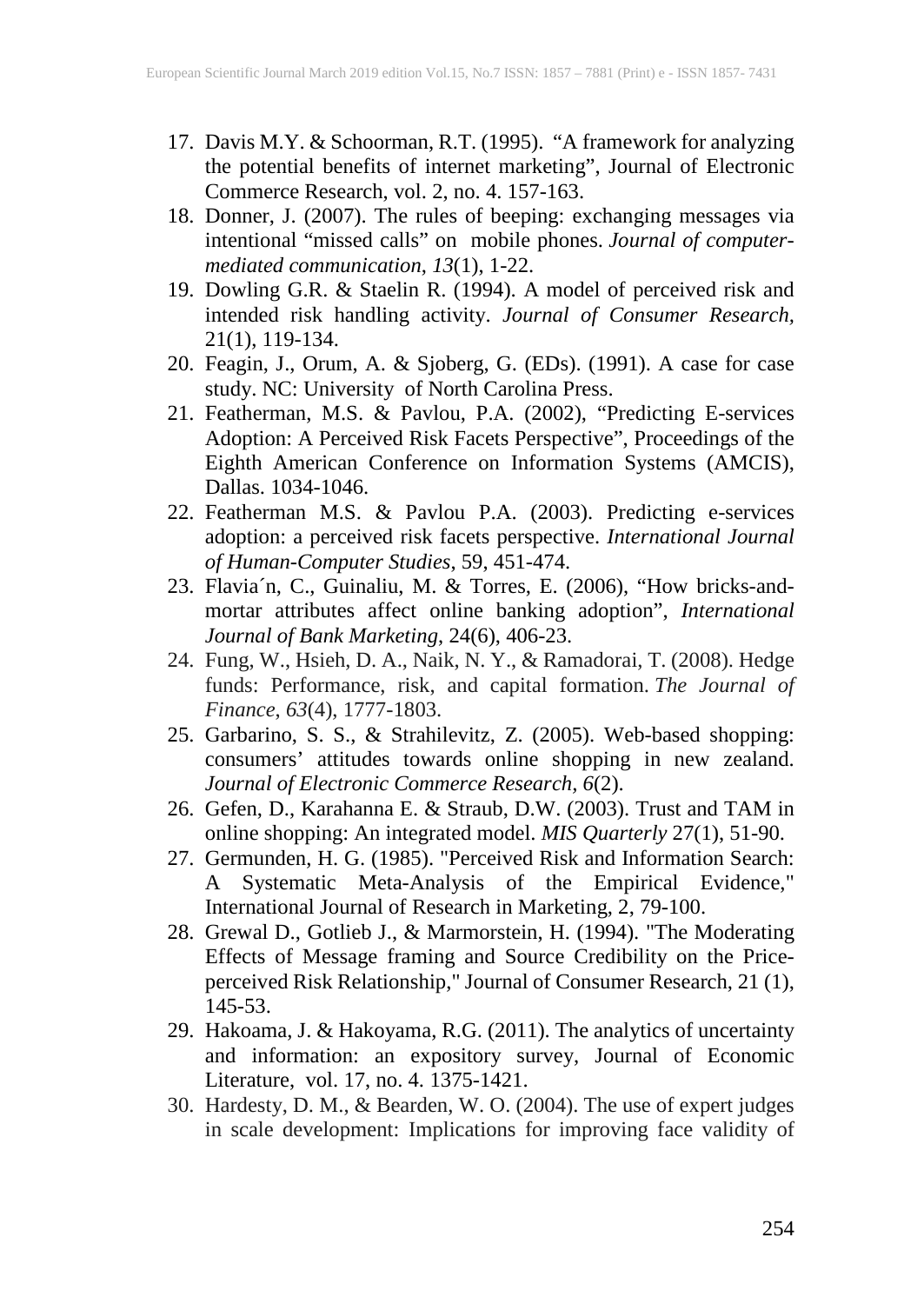17. Davis M.Y. & Schoorman, R.T. (1995). "A framework for analyzing the potential benefits of internet marketing", Journal of Electronic Commerce Research, vol. 2, no. 4. 157-163.
18. Donner, J. (2007). The rules of beeping: exchanging messages via intentional "missed calls" on mobile phones. *Journal of computer-mediated communication*, *13*(1), 1-22.
19. Dowling G.R. & Staelin R. (1994). A model of perceived risk and intended risk handling activity. *Journal of Consumer Research*, 21(1), 119-134.
20. Feagin, J., Orum, A. & Sjoberg, G. (EDs). (1991). A case for case study. NC: University of North Carolina Press.
21. Featherman, M.S. & Pavlou, P.A. (2002), "Predicting E-services Adoption: A Perceived Risk Facets Perspective", Proceedings of the Eighth American Conference on Information Systems (AMCIS), Dallas. 1034-1046.
22. Featherman M.S. & Pavlou P.A. (2003). Predicting e-services adoption: a perceived risk facets perspective. *International Journal of Human-Computer Studies*, 59, 451-474.
23. Flavia´n, C., Guinaliu, M. & Torres, E. (2006), "How bricks-and-mortar attributes affect online banking adoption", *International Journal of Bank Marketing*, 24(6), 406-23.
24. Fung, W., Hsieh, D. A., Naik, N. Y., & Ramadorai, T. (2008). Hedge funds: Performance, risk, and capital formation. *The Journal of Finance*, *63*(4), 1777-1803.
25. Garbarino, S. S., & Strahilevitz, Z. (2005). Web-based shopping: consumers' attitudes towards online shopping in new zealand. *Journal of Electronic Commerce Research*, *6*(2).
26. Gefen, D., Karahanna E. & Straub, D.W. (2003). Trust and TAM in online shopping: An integrated model. *MIS Quarterly* 27(1), 51-90.
27. Germunden, H. G. (1985). "Perceived Risk and Information Search: A Systematic Meta-Analysis of the Empirical Evidence," International Journal of Research in Marketing, 2, 79-100.
28. Grewal D., Gotlieb J., & Marmorstein, H. (1994). "The Moderating Effects of Message framing and Source Credibility on the Price-perceived Risk Relationship," Journal of Consumer Research, 21 (1), 145-53.
29. Hakoama, J. & Hakoyama, R.G. (2011). The analytics of uncertainty and information: an expository survey, Journal of Economic Literature, vol. 17, no. 4. 1375-1421.
30. Hardesty, D. M., & Bearden, W. O. (2004). The use of expert judges in scale development: Implications for improving face validity of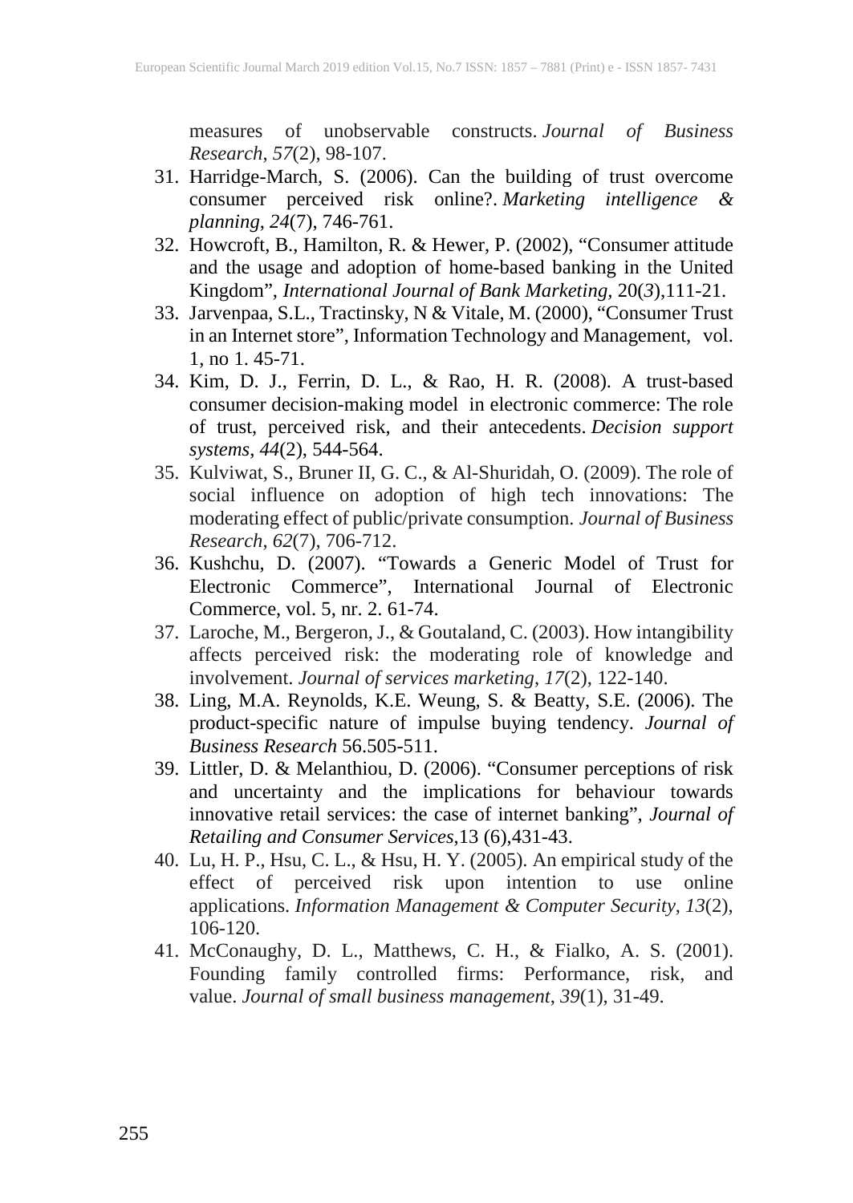measures of unobservable constructs. *Journal of Business Research*, *57*(2), 98-107.

31. Harridge-March, S. (2006). Can the building of trust overcome consumer perceived risk online?. *Marketing intelligence & planning*, *24*(7), 746-761.
32. Howcroft, B., Hamilton, R. & Hewer, P. (2002), "Consumer attitude and the usage and adoption of home-based banking in the United Kingdom", *International Journal of Bank Marketing*, 20(*3*),111-21.
33. Jarvenpaa, S.L., Tractinsky, N & Vitale, M. (2000), "Consumer Trust in an Internet store", Information Technology and Management, vol. 1, no 1. 45-71.
34. Kim, D. J., Ferrin, D. L., & Rao, H. R. (2008). A trust-based consumer decision-making model in electronic commerce: The role of trust, perceived risk, and their antecedents. *Decision support systems*, *44*(2), 544-564.
35. Kulviwat, S., Bruner II, G. C., & Al-Shuridah, O. (2009). The role of social influence on adoption of high tech innovations: The moderating effect of public/private consumption. *Journal of Business Research*, *62*(7), 706-712.
36. Kushchu, D. (2007). "Towards a Generic Model of Trust for Electronic Commerce", International Journal of Electronic Commerce, vol. 5, nr. 2. 61-74.
37. Laroche, M., Bergeron, J., & Goutaland, C. (2003). How intangibility affects perceived risk: the moderating role of knowledge and involvement. *Journal of services marketing*, *17*(2), 122-140.
38. Ling, M.A. Reynolds, K.E. Weung, S. & Beatty, S.E. (2006). The product-specific nature of impulse buying tendency. *Journal of Business Research* 56.505-511.
39. Littler, D. & Melanthiou, D. (2006). "Consumer perceptions of risk and uncertainty and the implications for behaviour towards innovative retail services: the case of internet banking", *Journal of Retailing and Consumer Services*,13 (6),431-43.
40. Lu, H. P., Hsu, C. L., & Hsu, H. Y. (2005). An empirical study of the effect of perceived risk upon intention to use online applications. *Information Management & Computer Security*, *13*(2), 106-120.
41. McConaughy, D. L., Matthews, C. H., & Fialko, A. S. (2001). Founding family controlled firms: Performance, risk, and value. *Journal of small business management*, *39*(1), 31-49.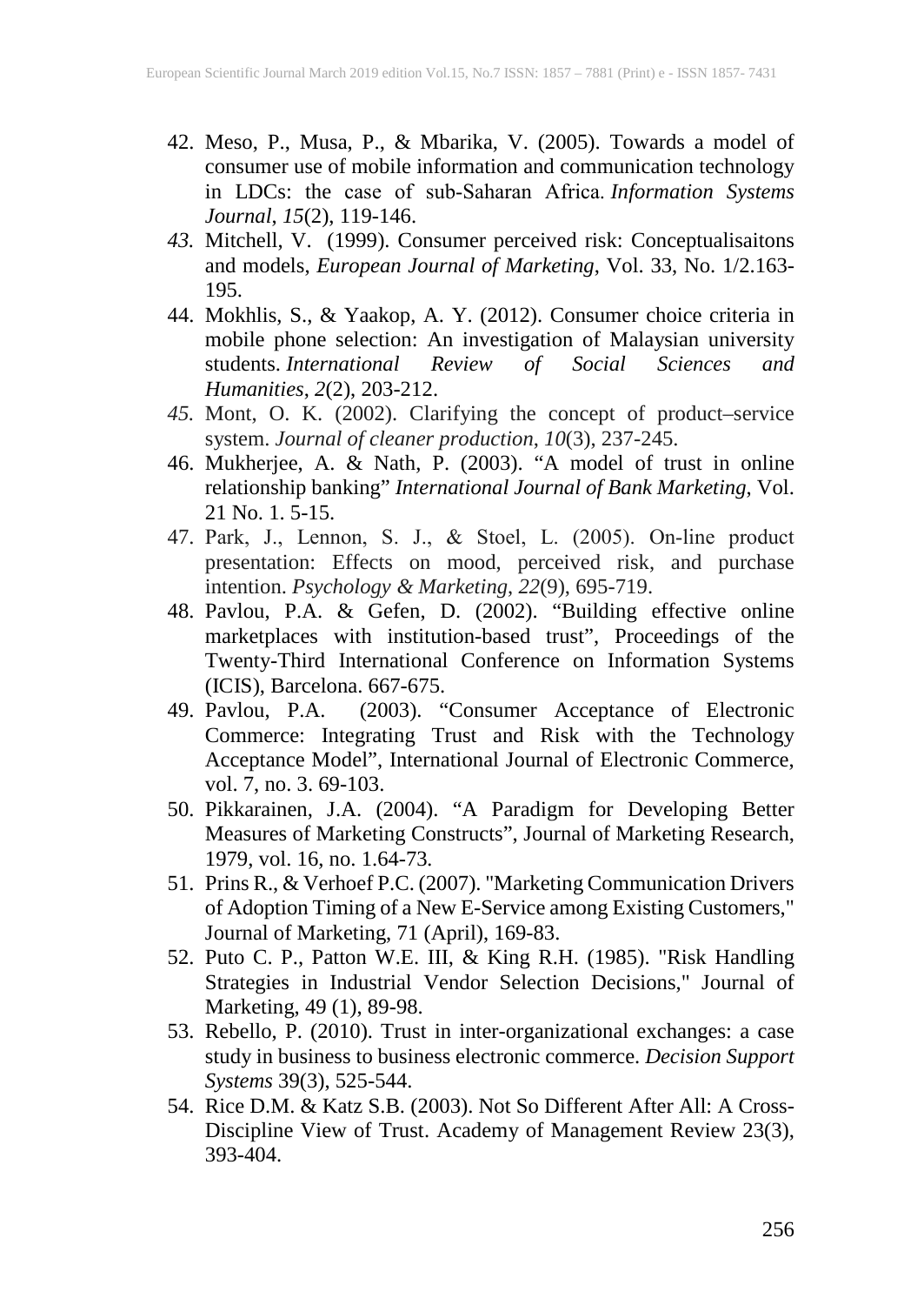42. Meso, P., Musa, P., & Mbarika, V. (2005). Towards a model of consumer use of mobile information and communication technology in LDCs: the case of sub-Saharan Africa. *Information Systems Journal*, *15*(2), 119-146.
43. Mitchell, V. (1999). Consumer perceived risk: Conceptualisaitons and models, *European Journal of Marketing*, Vol. 33, No. 1/2.163-195.
44. Mokhlis, S., & Yaakop, A. Y. (2012). Consumer choice criteria in mobile phone selection: An investigation of Malaysian university students. *International Review of Social Sciences and Humanities*, *2*(2), 203-212.
45. Mont, O. K. (2002). Clarifying the concept of product–service system. *Journal of cleaner production*, *10*(3), 237-245.
46. Mukherjee, A. & Nath, P. (2003). "A model of trust in online relationship banking" *International Journal of Bank Marketing*, Vol. 21 No. 1. 5-15.
47. Park, J., Lennon, S. J., & Stoel, L. (2005). On-line product presentation: Effects on mood, perceived risk, and purchase intention. *Psychology & Marketing*, *22*(9), 695-719.
48. Pavlou, P.A. & Gefen, D. (2002). "Building effective online marketplaces with institution-based trust", Proceedings of the Twenty-Third International Conference on Information Systems (ICIS), Barcelona. 667-675.
49. Pavlou, P.A. (2003). "Consumer Acceptance of Electronic Commerce: Integrating Trust and Risk with the Technology Acceptance Model", International Journal of Electronic Commerce, vol. 7, no. 3. 69-103.
50. Pikkarainen, J.A. (2004). "A Paradigm for Developing Better Measures of Marketing Constructs", Journal of Marketing Research, 1979, vol. 16, no. 1.64-73.
51. Prins R., & Verhoef P.C. (2007). "Marketing Communication Drivers of Adoption Timing of a New E-Service among Existing Customers," Journal of Marketing, 71 (April), 169-83.
52. Puto C. P., Patton W.E. III, & King R.H. (1985). "Risk Handling Strategies in Industrial Vendor Selection Decisions," Journal of Marketing, 49 (1), 89-98.
53. Rebello, P. (2010). Trust in inter-organizational exchanges: a case study in business to business electronic commerce. *Decision Support Systems* 39(3), 525-544.
54. Rice D.M. & Katz S.B. (2003). Not So Different After All: A Cross-Discipline View of Trust. Academy of Management Review 23(3), 393-404.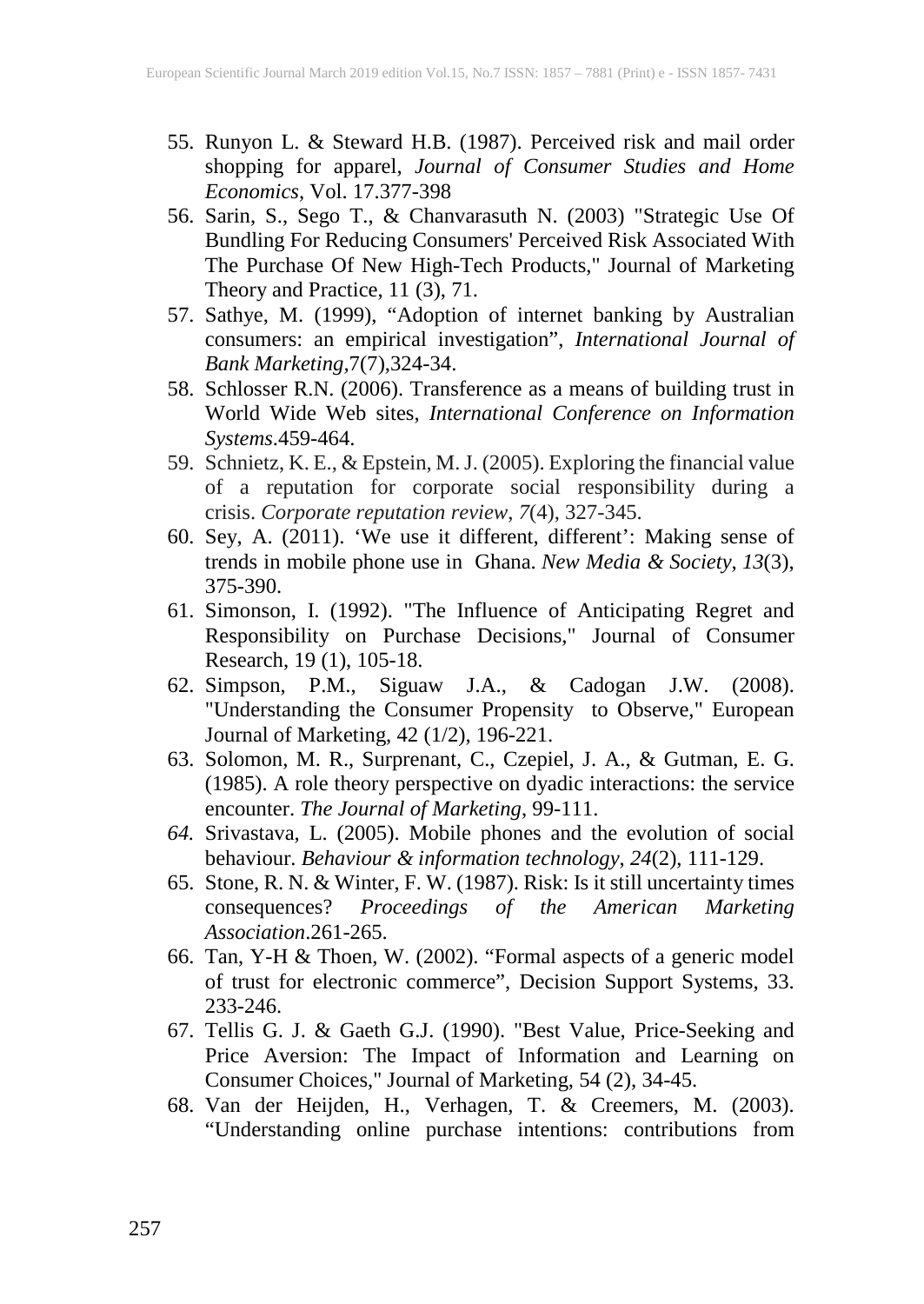55. Runyon L. & Steward H.B. (1987). Perceived risk and mail order shopping for apparel, *Journal of Consumer Studies and Home Economics*, Vol. 17.377-398
56. Sarin, S., Sego T., & Chanvarasuth N. (2003) "Strategic Use Of Bundling For Reducing Consumers' Perceived Risk Associated With The Purchase Of New High-Tech Products," Journal of Marketing Theory and Practice, 11 (3), 71.
57. Sathye, M. (1999), "Adoption of internet banking by Australian consumers: an empirical investigation", *International Journal of Bank Marketing*,7(7),324-34.
58. Schlosser R.N. (2006). Transference as a means of building trust in World Wide Web sites, *International Conference on Information Systems*.459-464.
59. Schnietz, K. E., & Epstein, M. J. (2005). Exploring the financial value of a reputation for corporate social responsibility during a crisis. *Corporate reputation review*, *7*(4), 327-345.
60. Sey, A. (2011). 'We use it different, different': Making sense of trends in mobile phone use in Ghana. *New Media & Society*, *13*(3), 375-390.
61. Simonson, I. (1992). "The Influence of Anticipating Regret and Responsibility on Purchase Decisions," Journal of Consumer Research, 19 (1), 105-18.
62. Simpson, P.M., Siguaw J.A., & Cadogan J.W. (2008). "Understanding the Consumer Propensity to Observe," European Journal of Marketing, 42 (1/2), 196-221.
63. Solomon, M. R., Surprenant, C., Czepiel, J. A., & Gutman, E. G. (1985). A role theory perspective on dyadic interactions: the service encounter. *The Journal of Marketing*, 99-111.
64. Srivastava, L. (2005). Mobile phones and the evolution of social behaviour. *Behaviour & information technology*, *24*(2), 111-129.
65. Stone, R. N. & Winter, F. W. (1987). Risk: Is it still uncertainty times consequences? *Proceedings of the American Marketing Association*.261-265.
66. Tan, Y-H & Thoen, W. (2002). "Formal aspects of a generic model of trust for electronic commerce", Decision Support Systems, 33. 233-246.
67. Tellis G. J. & Gaeth G.J. (1990). "Best Value, Price-Seeking and Price Aversion: The Impact of Information and Learning on Consumer Choices," Journal of Marketing, 54 (2), 34-45.
68. Van der Heijden, H., Verhagen, T. & Creemers, M. (2003). "Understanding online purchase intentions: contributions from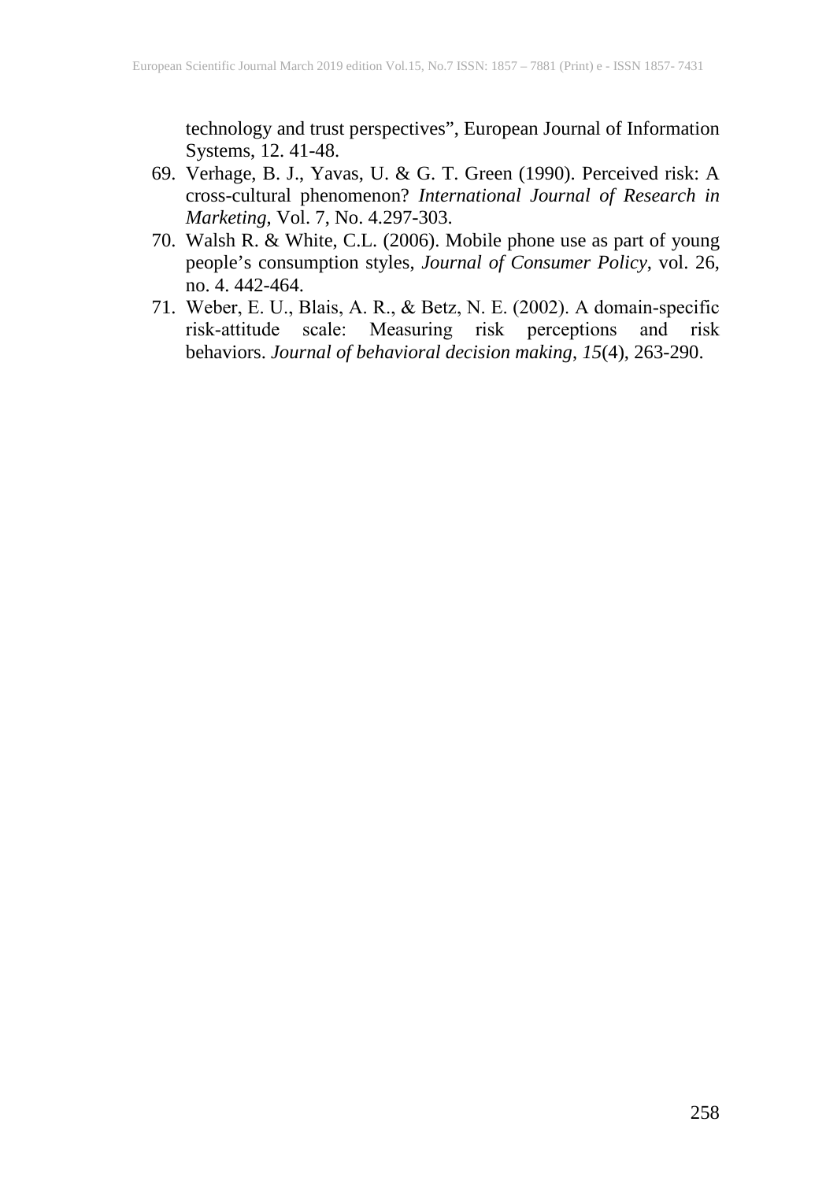technology and trust perspectives", European Journal of Information Systems, 12. 41-48.

69. Verhage, B. J., Yavas, U. & G. T. Green (1990). Perceived risk: A cross-cultural phenomenon? *International Journal of Research in Marketing*, Vol. 7, No. 4.297-303.
70. Walsh R. & White, C.L. (2006). Mobile phone use as part of young people's consumption styles, *Journal of Consumer Policy*, vol. 26, no. 4. 442-464.
71. Weber, E. U., Blais, A. R., & Betz, N. E. (2002). A domain-specific risk-attitude scale: Measuring risk perceptions and risk behaviors. *Journal of behavioral decision making*, *15*(4), 263-290.